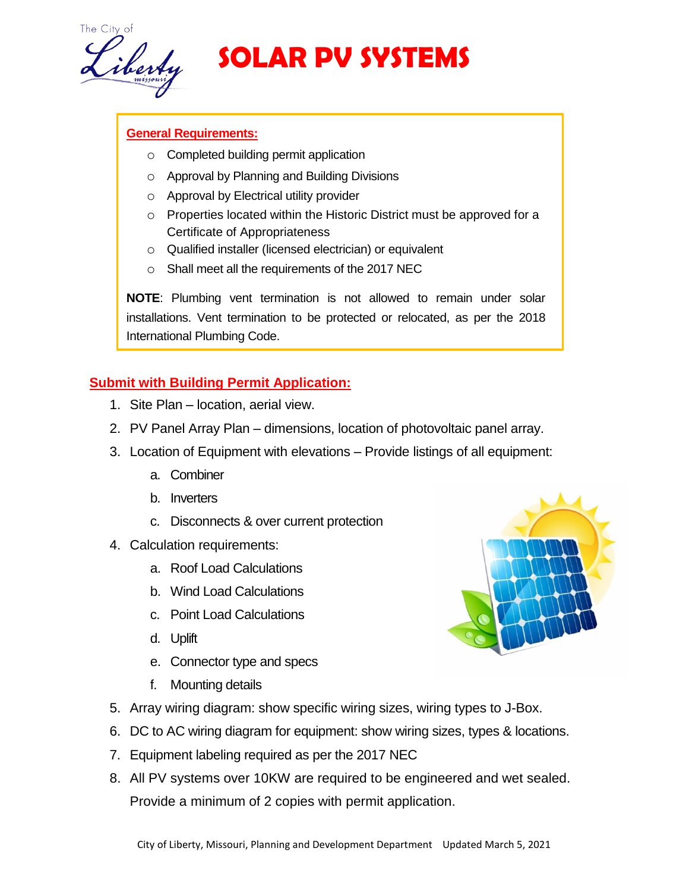# SOLAR PV SYSTEMS

**General Requirements:**

- Completed building permit application
- Approval by Planning and Building Divisions
- Approval by Electrical utility provider
- Properties located within the Historic District must be approved for a Certificate of Appropriateness
- Qualified installer (licensed electrician) or equivalent
- Shall meet all the requirements of the 2017 NEC

**NOTE**: Plumbing vent termination is not allowed to remain under solar installations. Vent termination to be protected or relocated, as per the 2018 International Plumbing Code.

## Submit with Building Permit Application:

1. Site Plan – location, aerial view.
2. PV Panel Array Plan – dimensions, location of photovoltaic panel array.
3. Location of Equipment with elevations – Provide listings of all equipment:
   a. Combiner
   b. Inverters
   c. Disconnects & over current protection
4. Calculation requirements:
   a. Roof Load Calculations
   b. Wind Load Calculations
   c. Point Load Calculations
   d. Uplift
   e. Connector type and specs
   f. Mounting details
5. Array wiring diagram: show specific wiring sizes, wiring types to J-Box.
6. DC to AC wiring diagram for equipment: show wiring sizes, types & locations.
7. Equipment labeling required as per the 2017 NEC
8. All PV systems over 10KW are required to be engineered and wet sealed. Provide a minimum of 2 copies with permit application.

City of Liberty, Missouri, Planning and Development Department Updated March 5, 2021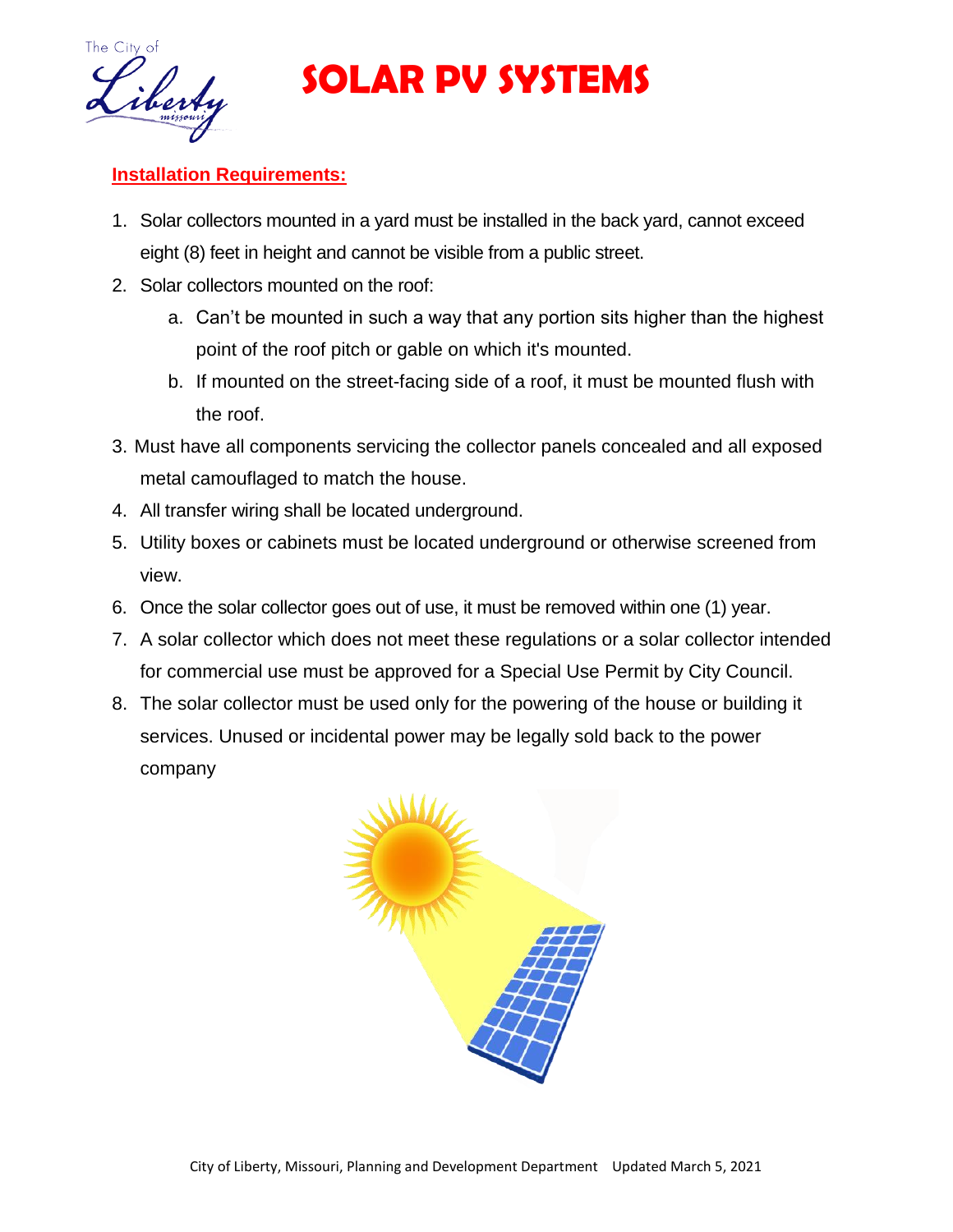# SOLAR PV SYSTEMS

## Installation Requirements:

1. Solar collectors mounted in a yard must be installed in the back yard, cannot exceed eight (8) feet in height and cannot be visible from a public street.
2. Solar collectors mounted on the roof:
   a. Can't be mounted in such a way that any portion sits higher than the highest point of the roof pitch or gable on which it's mounted.
   b. If mounted on the street-facing side of a roof, it must be mounted flush with the roof.
3. Must have all components servicing the collector panels concealed and all exposed metal camouflaged to match the house.
4. All transfer wiring shall be located underground.
5. Utility boxes or cabinets must be located underground or otherwise screened from view.
6. Once the solar collector goes out of use, it must be removed within one (1) year.
7. A solar collector which does not meet these regulations or a solar collector intended for commercial use must be approved for a Special Use Permit by City Council.
8. The solar collector must be used only for the powering of the house or building it services. Unused or incidental power may be legally sold back to the power company

City of Liberty, Missouri, Planning and Development Department Updated March 5, 2021